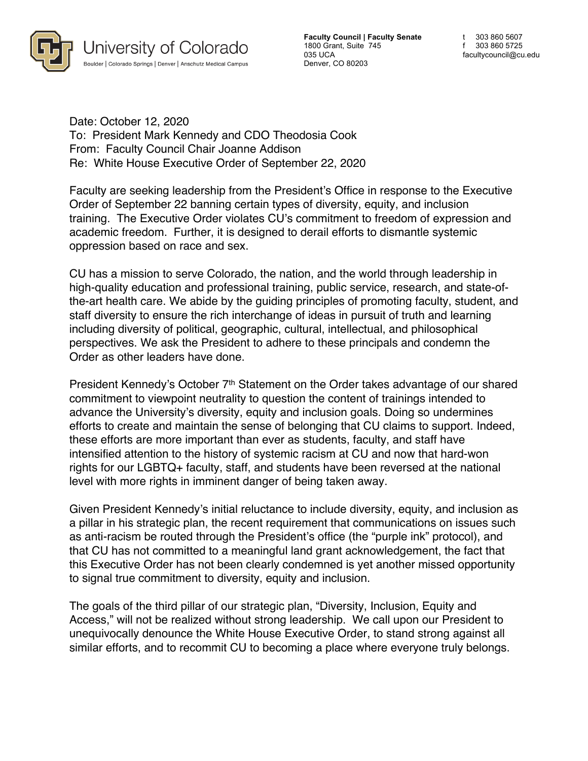University of Colorado
Boulder | Colorado Springs | Denver | Anschutz Medical Campus

**Faculty Council | Faculty Senate**
1800 Grant, Suite 745
035 UCA
Denver, CO 80203

t 303 860 5607
f 303 860 5725
facultycouncil@cu.edu

Date: October 12, 2020
To: President Mark Kennedy and CDO Theodosia Cook
From: Faculty Council Chair Joanne Addison
Re: White House Executive Order of September 22, 2020

Faculty are seeking leadership from the President's Office in response to the Executive Order of September 22 banning certain types of diversity, equity, and inclusion training. The Executive Order violates CU's commitment to freedom of expression and academic freedom. Further, it is designed to derail efforts to dismantle systemic oppression based on race and sex.

CU has a mission to serve Colorado, the nation, and the world through leadership in high-quality education and professional training, public service, research, and state-of-the-art health care. We abide by the guiding principles of promoting faculty, student, and staff diversity to ensure the rich interchange of ideas in pursuit of truth and learning including diversity of political, geographic, cultural, intellectual, and philosophical perspectives. We ask the President to adhere to these principals and condemn the Order as other leaders have done.

President Kennedy's October 7th Statement on the Order takes advantage of our shared commitment to viewpoint neutrality to question the content of trainings intended to advance the University's diversity, equity and inclusion goals. Doing so undermines efforts to create and maintain the sense of belonging that CU claims to support. Indeed, these efforts are more important than ever as students, faculty, and staff have intensified attention to the history of systemic racism at CU and now that hard-won rights for our LGBTQ+ faculty, staff, and students have been reversed at the national level with more rights in imminent danger of being taken away.

Given President Kennedy's initial reluctance to include diversity, equity, and inclusion as a pillar in his strategic plan, the recent requirement that communications on issues such as anti-racism be routed through the President's office (the "purple ink" protocol), and that CU has not committed to a meaningful land grant acknowledgement, the fact that this Executive Order has not been clearly condemned is yet another missed opportunity to signal true commitment to diversity, equity and inclusion.

The goals of the third pillar of our strategic plan, "Diversity, Inclusion, Equity and Access," will not be realized without strong leadership. We call upon our President to unequivocally denounce the White House Executive Order, to stand strong against all similar efforts, and to recommit CU to becoming a place where everyone truly belongs.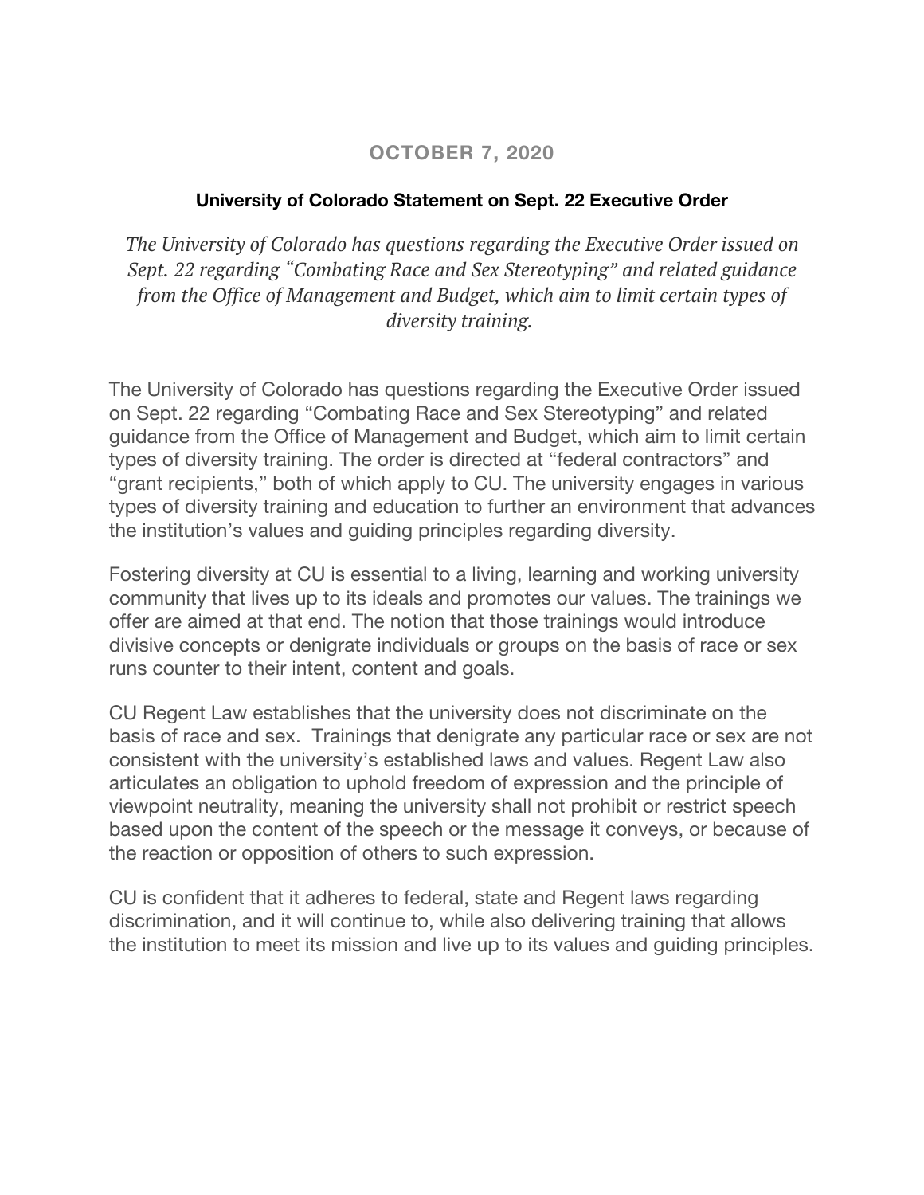**OCTOBER 7, 2020**

## University of Colorado Statement on Sept. 22 Executive Order

*The University of Colorado has questions regarding the Executive Order issued on Sept. 22 regarding "Combating Race and Sex Stereotyping" and related guidance from the Office of Management and Budget, which aim to limit certain types of diversity training.*

The University of Colorado has questions regarding the Executive Order issued on Sept. 22 regarding "Combating Race and Sex Stereotyping" and related guidance from the Office of Management and Budget, which aim to limit certain types of diversity training. The order is directed at "federal contractors" and "grant recipients," both of which apply to CU. The university engages in various types of diversity training and education to further an environment that advances the institution's values and guiding principles regarding diversity.

Fostering diversity at CU is essential to a living, learning and working university community that lives up to its ideals and promotes our values. The trainings we offer are aimed at that end. The notion that those trainings would introduce divisive concepts or denigrate individuals or groups on the basis of race or sex runs counter to their intent, content and goals.

CU Regent Law establishes that the university does not discriminate on the basis of race and sex. Trainings that denigrate any particular race or sex are not consistent with the university's established laws and values. Regent Law also articulates an obligation to uphold freedom of expression and the principle of viewpoint neutrality, meaning the university shall not prohibit or restrict speech based upon the content of the speech or the message it conveys, or because of the reaction or opposition of others to such expression.

CU is confident that it adheres to federal, state and Regent laws regarding discrimination, and it will continue to, while also delivering training that allows the institution to meet its mission and live up to its values and guiding principles.